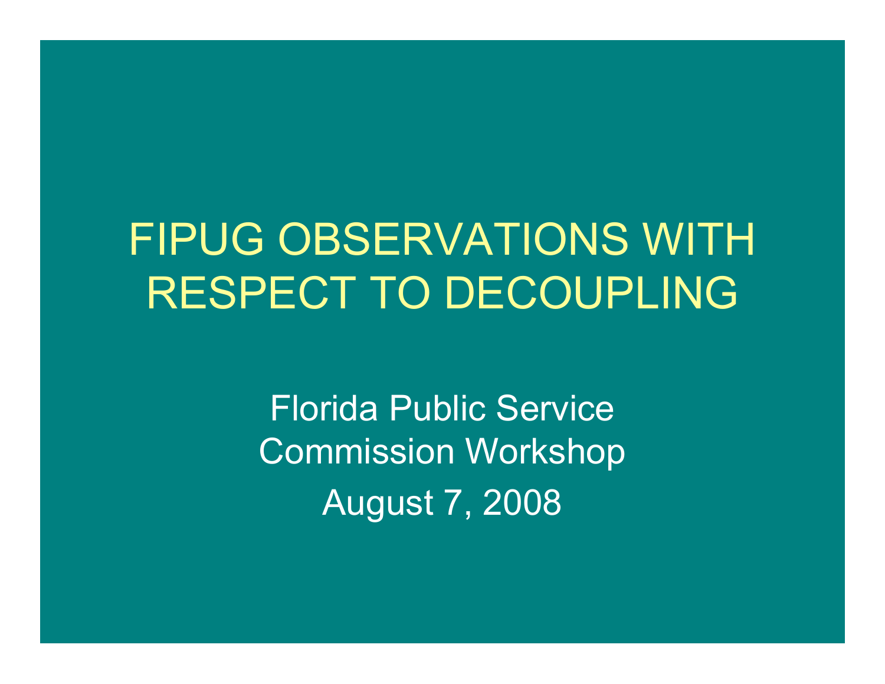# FIPUG OBSERVATIONS WITH RESPECT TO DECOUPLING

Florida Public Service Commission Workshop

August 7, 2008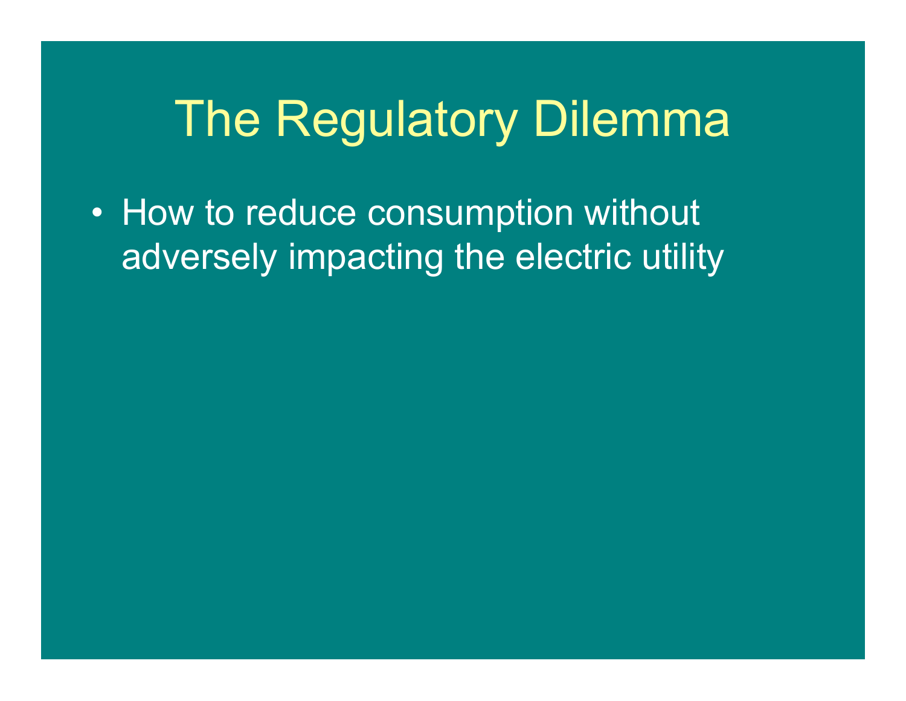# The Regulatory Dilemma

- How to reduce consumption without adversely impacting the electric utility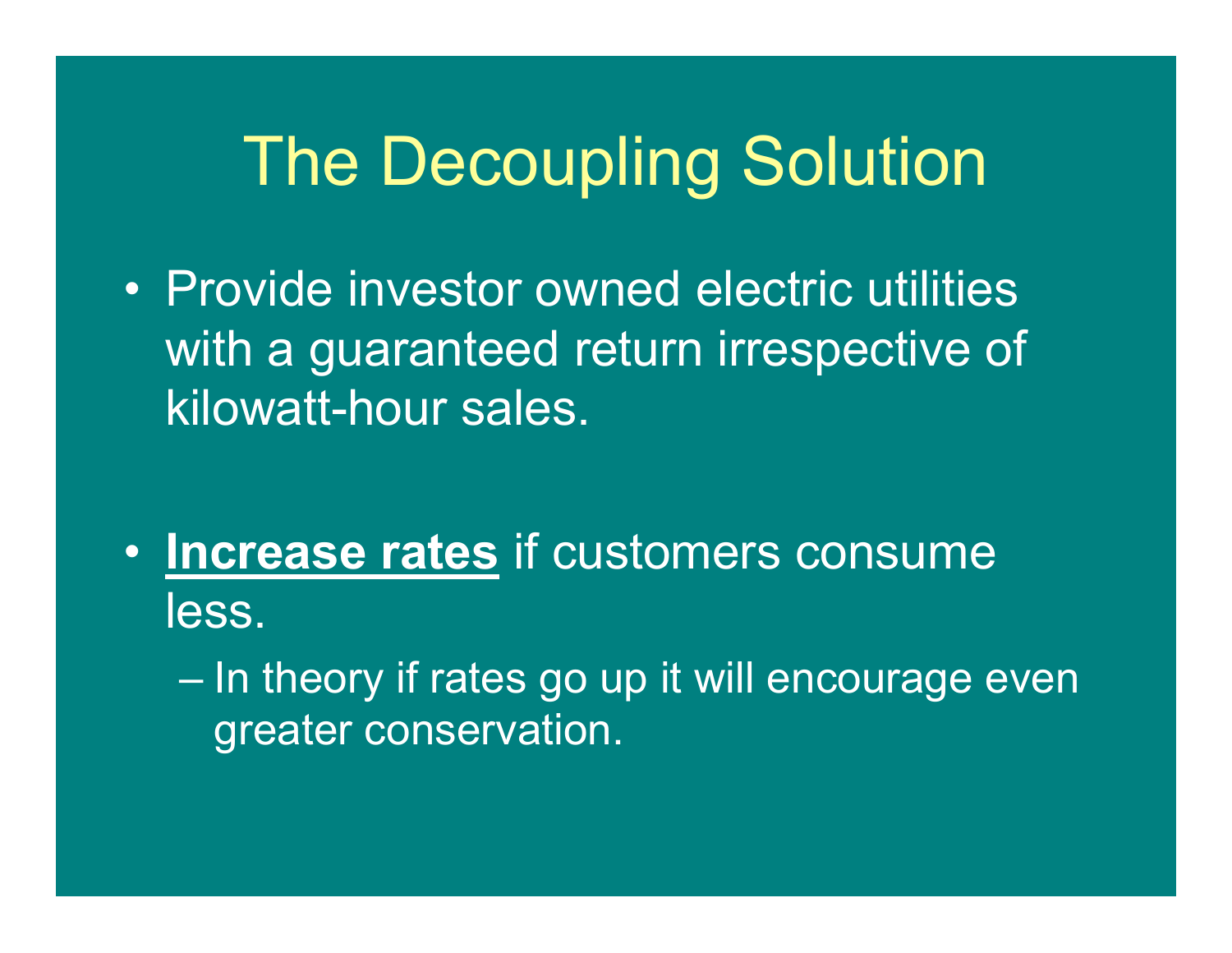# The Decoupling Solution

- Provide investor owned electric utilities with a guaranteed return irrespective of kilowatt-hour sales.

- **<u>Increase rates</u>** if customers consume less.
  - In theory if rates go up it will encourage even greater conservation.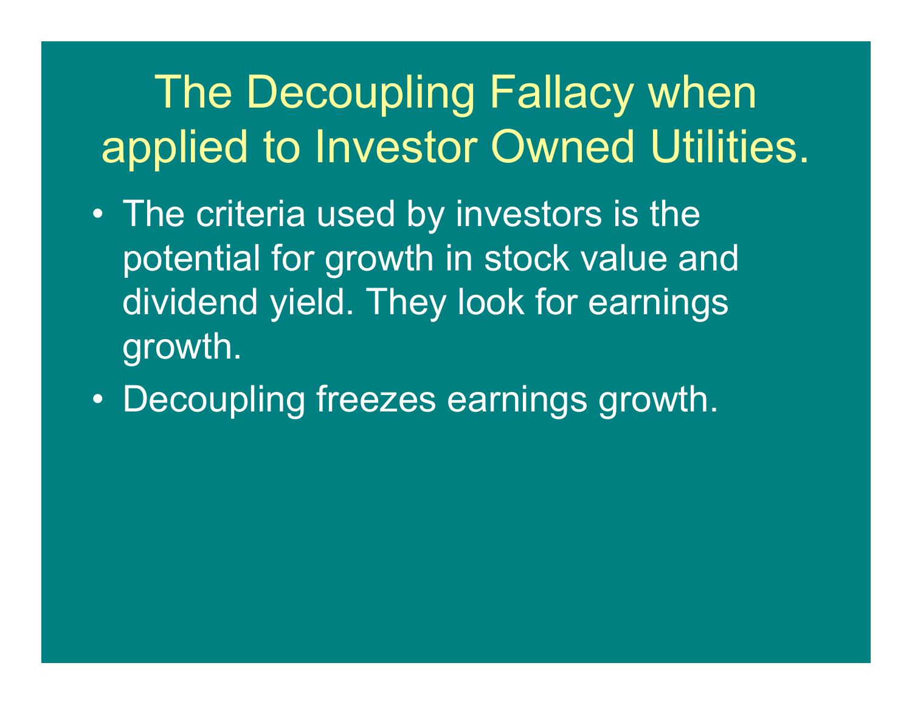# The Decoupling Fallacy when applied to Investor Owned Utilities.

- The criteria used by investors is the potential for growth in stock value and dividend yield. They look for earnings growth.
- Decoupling freezes earnings growth.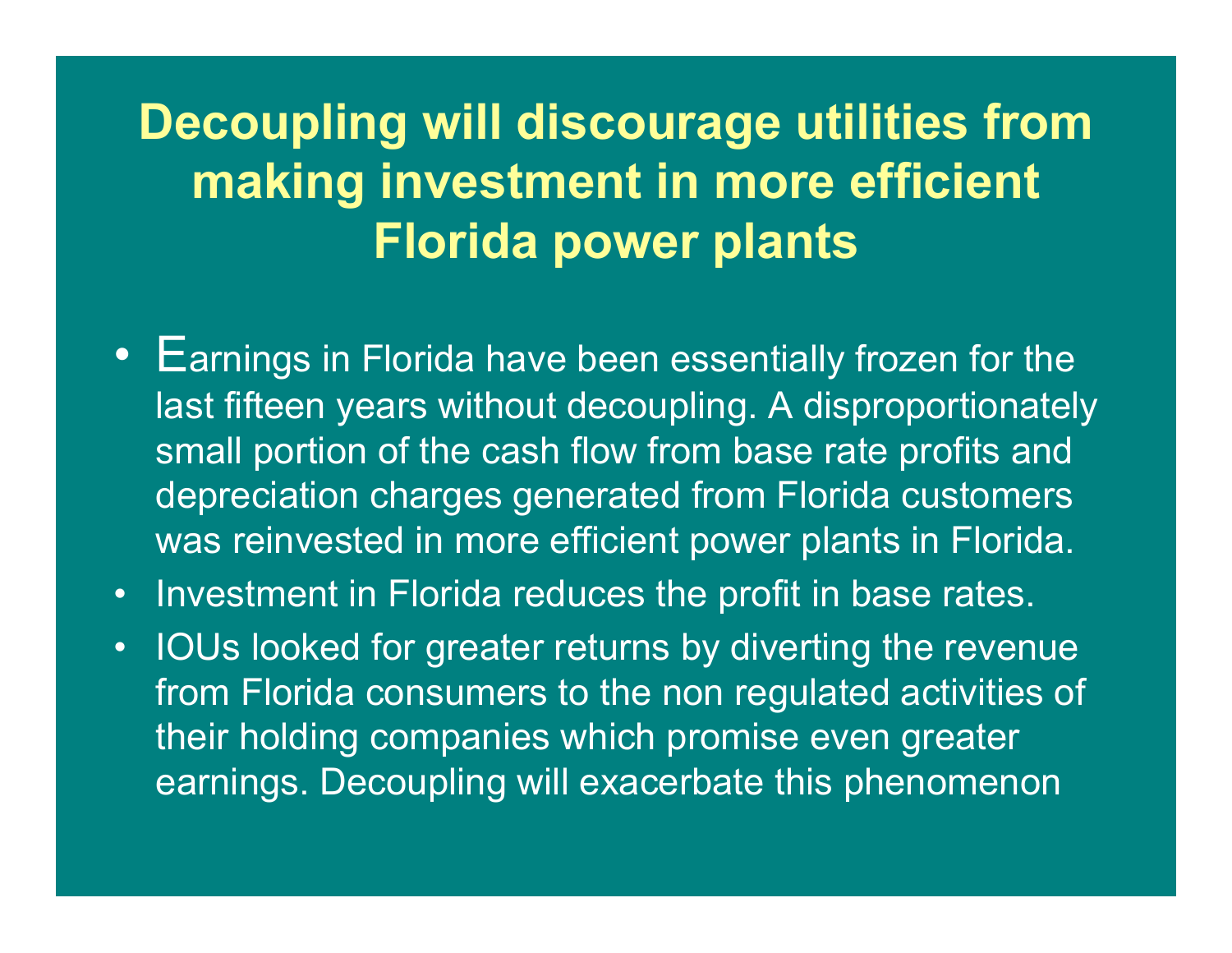# Decoupling will discourage utilities from making investment in more efficient Florida power plants

- Earnings in Florida have been essentially frozen for the last fifteen years without decoupling. A disproportionately small portion of the cash flow from base rate profits and depreciation charges generated from Florida customers was reinvested in more efficient power plants in Florida.
- Investment in Florida reduces the profit in base rates.
- IOUs looked for greater returns by diverting the revenue from Florida consumers to the non regulated activities of their holding companies which promise even greater earnings. Decoupling will exacerbate this phenomenon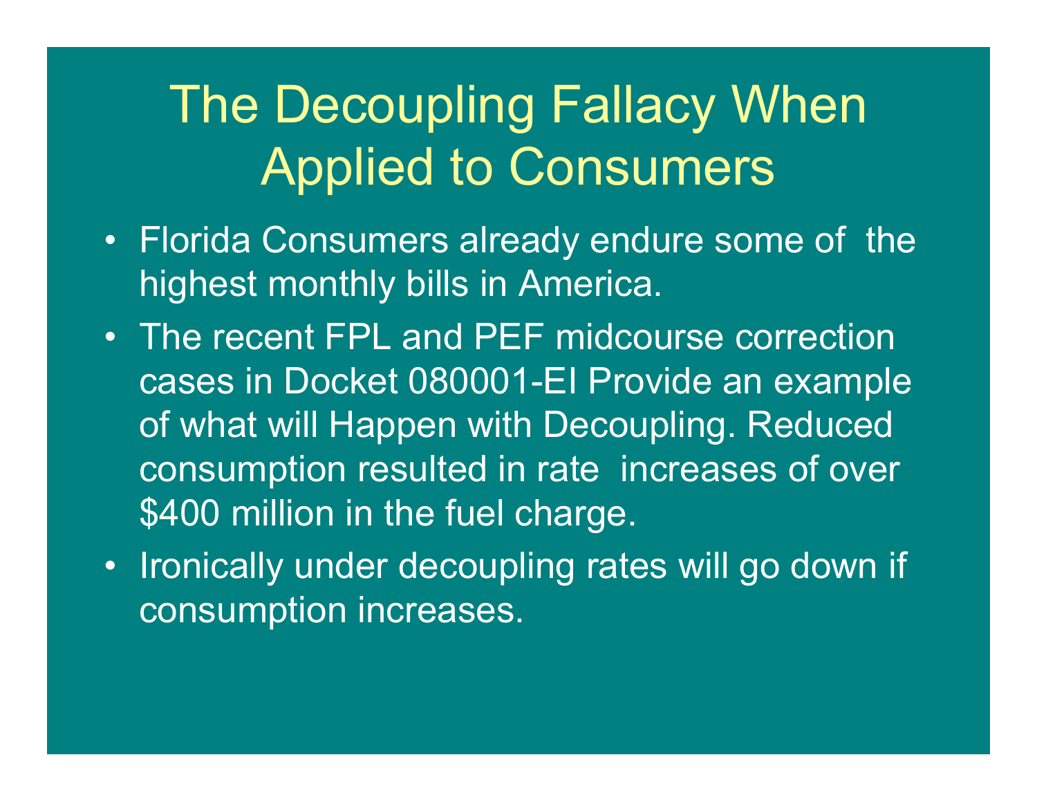# The Decoupling Fallacy When Applied to Consumers

- Florida Consumers already endure some of the highest monthly bills in America.
- The recent FPL and PEF midcourse correction cases in Docket 080001-EI Provide an example of what will Happen with Decoupling. Reduced consumption resulted in rate increases of over $400 million in the fuel charge.
- Ironically under decoupling rates will go down if consumption increases.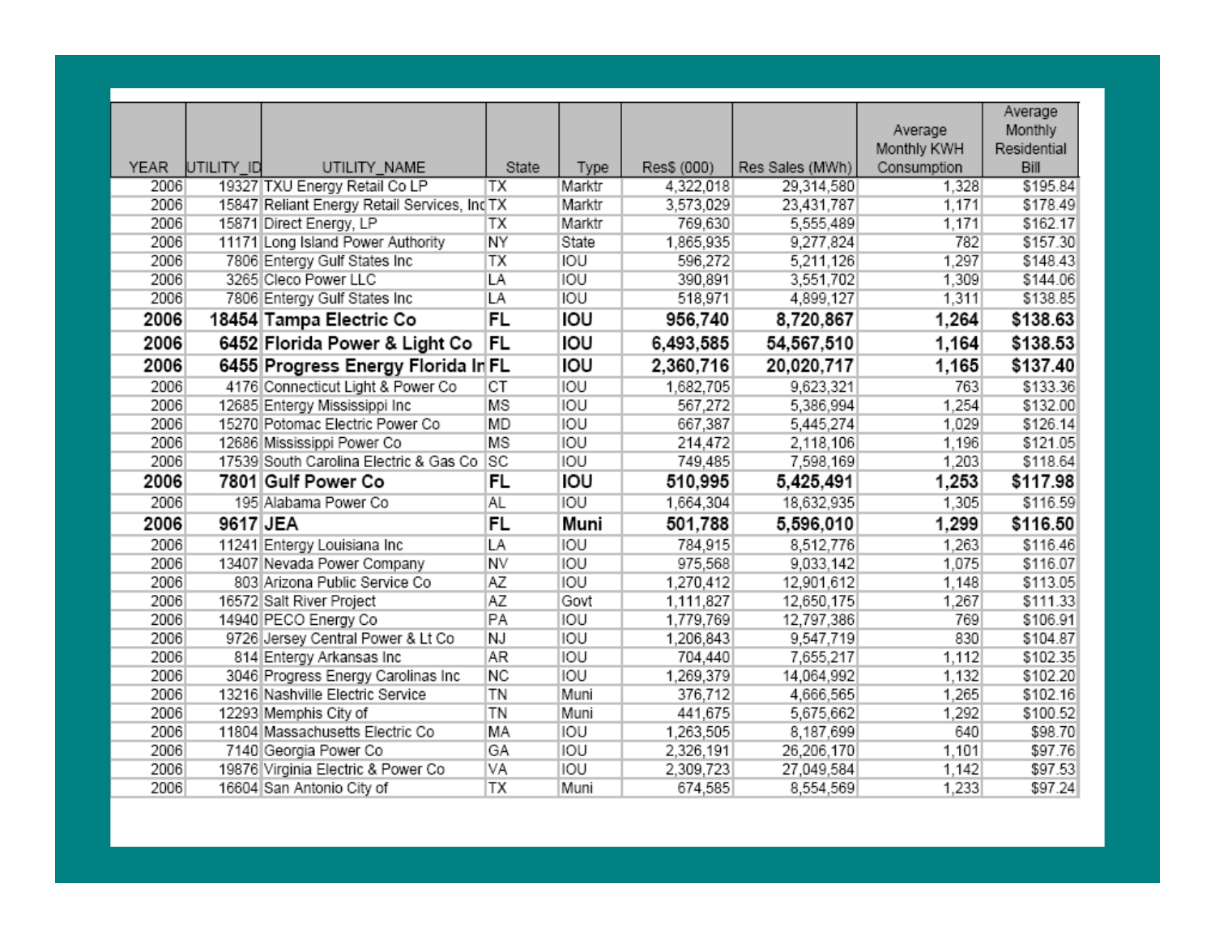| YEAR | UTILITY_ID | UTILITY_NAME | State | Type | Res$ (000) | Res Sales (MWh) | Average Monthly KWH Consumption | Average Monthly Residential Bill |
|---|---|---|---|---|---|---|---|---|
| 2006 | 19327 | TXU Energy Retail Co LP | TX | Marktr | 4,322,018 | 29,314,580 | 1,328 | $195.84 |
| 2006 | 15847 | Reliant Energy Retail Services, Inc | TX | Marktr | 3,573,029 | 23,431,787 | 1,171 | $178.49 |
| 2006 | 15871 | Direct Energy, LP | TX | Marktr | 769,630 | 5,555,489 | 1,171 | $162.17 |
| 2006 | 11171 | Long Island Power Authority | NY | State | 1,865,935 | 9,277,824 | 782 | $157.30 |
| 2006 | 7806 | Entergy Gulf States Inc | TX | IOU | 596,272 | 5,211,126 | 1,297 | $148.43 |
| 2006 | 3265 | Cleco Power LLC | LA | IOU | 390,891 | 3,551,702 | 1,309 | $144.06 |
| 2006 | 7806 | Entergy Gulf States Inc | LA | IOU | 518,971 | 4,899,127 | 1,311 | $138.85 |
| **2006** | **18454** | **Tampa Electric Co** | **FL** | **IOU** | **956,740** | **8,720,867** | **1,264** | **$138.63** |
| **2006** | **6452** | **Florida Power & Light Co** | **FL** | **IOU** | **6,493,585** | **54,567,510** | **1,164** | **$138.53** |
| **2006** | **6455** | **Progress Energy Florida In** | **FL** | **IOU** | **2,360,716** | **20,020,717** | **1,165** | **$137.40** |
| 2006 | 4176 | Connecticut Light & Power Co | CT | IOU | 1,682,705 | 9,623,321 | 763 | $133.36 |
| 2006 | 12685 | Entergy Mississippi Inc | MS | IOU | 567,272 | 5,386,994 | 1,254 | $132.00 |
| 2006 | 15270 | Potomac Electric Power Co | MD | IOU | 667,387 | 5,445,274 | 1,029 | $126.14 |
| 2006 | 12686 | Mississippi Power Co | MS | IOU | 214,472 | 2,118,106 | 1,196 | $121.05 |
| 2006 | 17539 | South Carolina Electric & Gas Co | SC | IOU | 749,485 | 7,598,169 | 1,203 | $118.64 |
| **2006** | **7801** | **Gulf Power Co** | **FL** | **IOU** | **510,995** | **5,425,491** | **1,253** | **$117.98** |
| 2006 | 195 | Alabama Power Co | AL | IOU | 1,664,304 | 18,632,935 | 1,305 | $116.59 |
| **2006** | **9617** | **JEA** | **FL** | **Muni** | **501,788** | **5,596,010** | **1,299** | **$116.50** |
| 2006 | 11241 | Entergy Louisiana Inc | LA | IOU | 784,915 | 8,512,776 | 1,263 | $116.46 |
| 2006 | 13407 | Nevada Power Company | NV | IOU | 975,568 | 9,033,142 | 1,075 | $116.07 |
| 2006 | 803 | Arizona Public Service Co | AZ | IOU | 1,270,412 | 12,901,612 | 1,148 | $113.05 |
| 2006 | 16572 | Salt River Project | AZ | Govt | 1,111,827 | 12,650,175 | 1,267 | $111.33 |
| 2006 | 14940 | PECO Energy Co | PA | IOU | 1,779,769 | 12,797,386 | 769 | $106.91 |
| 2006 | 9726 | Jersey Central Power & Lt Co | NJ | IOU | 1,206,843 | 9,547,719 | 830 | $104.87 |
| 2006 | 814 | Entergy Arkansas Inc | AR | IOU | 704,440 | 7,655,217 | 1,112 | $102.35 |
| 2006 | 3046 | Progress Energy Carolinas Inc | NC | IOU | 1,269,379 | 14,064,992 | 1,132 | $102.20 |
| 2006 | 13216 | Nashville Electric Service | TN | Muni | 376,712 | 4,666,565 | 1,265 | $102.16 |
| 2006 | 12293 | Memphis City of | TN | Muni | 441,675 | 5,675,662 | 1,292 | $100.52 |
| 2006 | 11804 | Massachusetts Electric Co | MA | IOU | 1,263,505 | 8,187,699 | 640 | $98.70 |
| 2006 | 7140 | Georgia Power Co | GA | IOU | 2,326,191 | 26,206,170 | 1,101 | $97.76 |
| 2006 | 19876 | Virginia Electric & Power Co | VA | IOU | 2,309,723 | 27,049,584 | 1,142 | $97.53 |
| 2006 | 16604 | San Antonio City of | TX | Muni | 674,585 | 8,554,569 | 1,233 | $97.24 |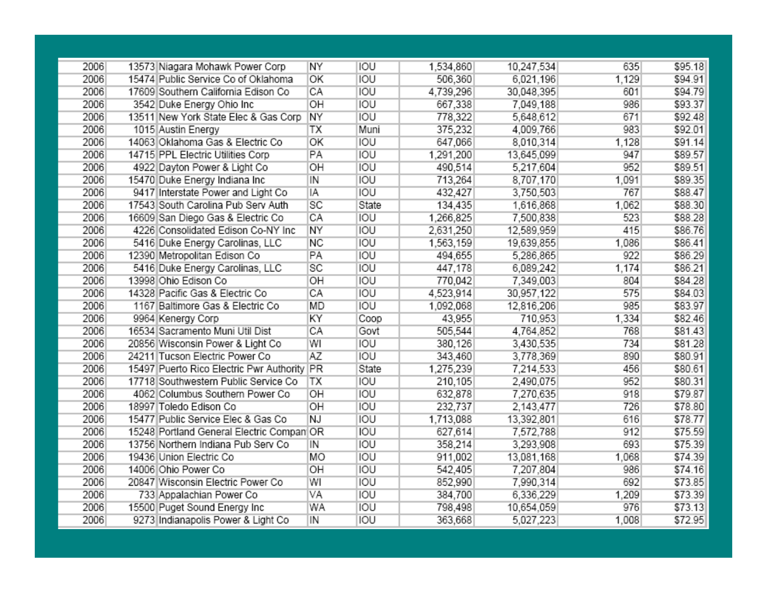| | | | | | | | | |
|---|---|---|---|---|---|---|---|---|
| 2006 | 13573 | Niagara Mohawk Power Corp | NY | IOU | 1,534,860 | 10,247,534 | 635 | $95.18 |
| 2006 | 15474 | Public Service Co of Oklahoma | OK | IOU | 506,360 | 6,021,196 | 1,129 | $94.91 |
| 2006 | 17609 | Southern California Edison Co | CA | IOU | 4,739,296 | 30,048,395 | 601 | $94.79 |
| 2006 | 3542 | Duke Energy Ohio Inc | OH | IOU | 667,338 | 7,049,188 | 986 | $93.37 |
| 2006 | 13511 | New York State Elec & Gas Corp | NY | IOU | 778,322 | 5,648,612 | 671 | $92.48 |
| 2006 | 1015 | Austin Energy | TX | Muni | 375,232 | 4,009,766 | 983 | $92.01 |
| 2006 | 14063 | Oklahoma Gas & Electric Co | OK | IOU | 647,066 | 8,010,314 | 1,128 | $91.14 |
| 2006 | 14715 | PPL Electric Utilities Corp | PA | IOU | 1,291,200 | 13,645,099 | 947 | $89.57 |
| 2006 | 4922 | Dayton Power & Light Co | OH | IOU | 490,514 | 5,217,604 | 952 | $89.51 |
| 2006 | 15470 | Duke Energy Indiana Inc | IN | IOU | 713,264 | 8,707,170 | 1,091 | $89.35 |
| 2006 | 9417 | Interstate Power and Light Co | IA | IOU | 432,427 | 3,750,503 | 767 | $88.47 |
| 2006 | 17543 | South Carolina Pub Serv Auth | SC | State | 134,435 | 1,616,868 | 1,062 | $88.30 |
| 2006 | 16609 | San Diego Gas & Electric Co | CA | IOU | 1,266,825 | 7,500,838 | 523 | $88.28 |
| 2006 | 4226 | Consolidated Edison Co-NY Inc | NY | IOU | 2,631,250 | 12,589,959 | 415 | $86.76 |
| 2006 | 5416 | Duke Energy Carolinas, LLC | NC | IOU | 1,563,159 | 19,639,855 | 1,086 | $86.41 |
| 2006 | 12390 | Metropolitan Edison Co | PA | IOU | 494,655 | 5,286,865 | 922 | $86.29 |
| 2006 | 5416 | Duke Energy Carolinas, LLC | SC | IOU | 447,178 | 6,089,242 | 1,174 | $86.21 |
| 2006 | 13998 | Ohio Edison Co | OH | IOU | 770,042 | 7,349,003 | 804 | $84.28 |
| 2006 | 14328 | Pacific Gas & Electric Co | CA | IOU | 4,523,914 | 30,957,122 | 575 | $84.03 |
| 2006 | 1167 | Baltimore Gas & Electric Co | MD | IOU | 1,092,068 | 12,816,206 | 985 | $83.97 |
| 2006 | 9964 | Kenergy Corp | KY | Coop | 43,955 | 710,953 | 1,334 | $82.46 |
| 2006 | 16534 | Sacramento Muni Util Dist | CA | Govt | 505,544 | 4,764,852 | 768 | $81.43 |
| 2006 | 20856 | Wisconsin Power & Light Co | WI | IOU | 380,126 | 3,430,535 | 734 | $81.28 |
| 2006 | 24211 | Tucson Electric Power Co | AZ | IOU | 343,460 | 3,778,369 | 890 | $80.91 |
| 2006 | 15497 | Puerto Rico Electric Pwr Authority | PR | State | 1,275,239 | 7,214,533 | 456 | $80.61 |
| 2006 | 17718 | Southwestern Public Service Co | TX | IOU | 210,105 | 2,490,075 | 952 | $80.31 |
| 2006 | 4062 | Columbus Southern Power Co | OH | IOU | 632,878 | 7,270,635 | 918 | $79.87 |
| 2006 | 18997 | Toledo Edison Co | OH | IOU | 232,737 | 2,143,477 | 726 | $78.80 |
| 2006 | 15477 | Public Service Elec & Gas Co | NJ | IOU | 1,713,088 | 13,392,801 | 616 | $78.77 |
| 2006 | 15248 | Portland General Electric Compan | OR | IOU | 627,614 | 7,572,788 | 912 | $75.59 |
| 2006 | 13756 | Northern Indiana Pub Serv Co | IN | IOU | 358,214 | 3,293,908 | 693 | $75.39 |
| 2006 | 19436 | Union Electric Co | MO | IOU | 911,002 | 13,081,168 | 1,068 | $74.39 |
| 2006 | 14006 | Ohio Power Co | OH | IOU | 542,405 | 7,207,804 | 986 | $74.16 |
| 2006 | 20847 | Wisconsin Electric Power Co | WI | IOU | 852,990 | 7,990,314 | 692 | $73.85 |
| 2006 | 733 | Appalachian Power Co | VA | IOU | 384,700 | 6,336,229 | 1,209 | $73.39 |
| 2006 | 15500 | Puget Sound Energy Inc | WA | IOU | 798,498 | 10,654,059 | 976 | $73.13 |
| 2006 | 9273 | Indianapolis Power & Light Co | IN | IOU | 363,668 | 5,027,223 | 1,008 | $72.95 |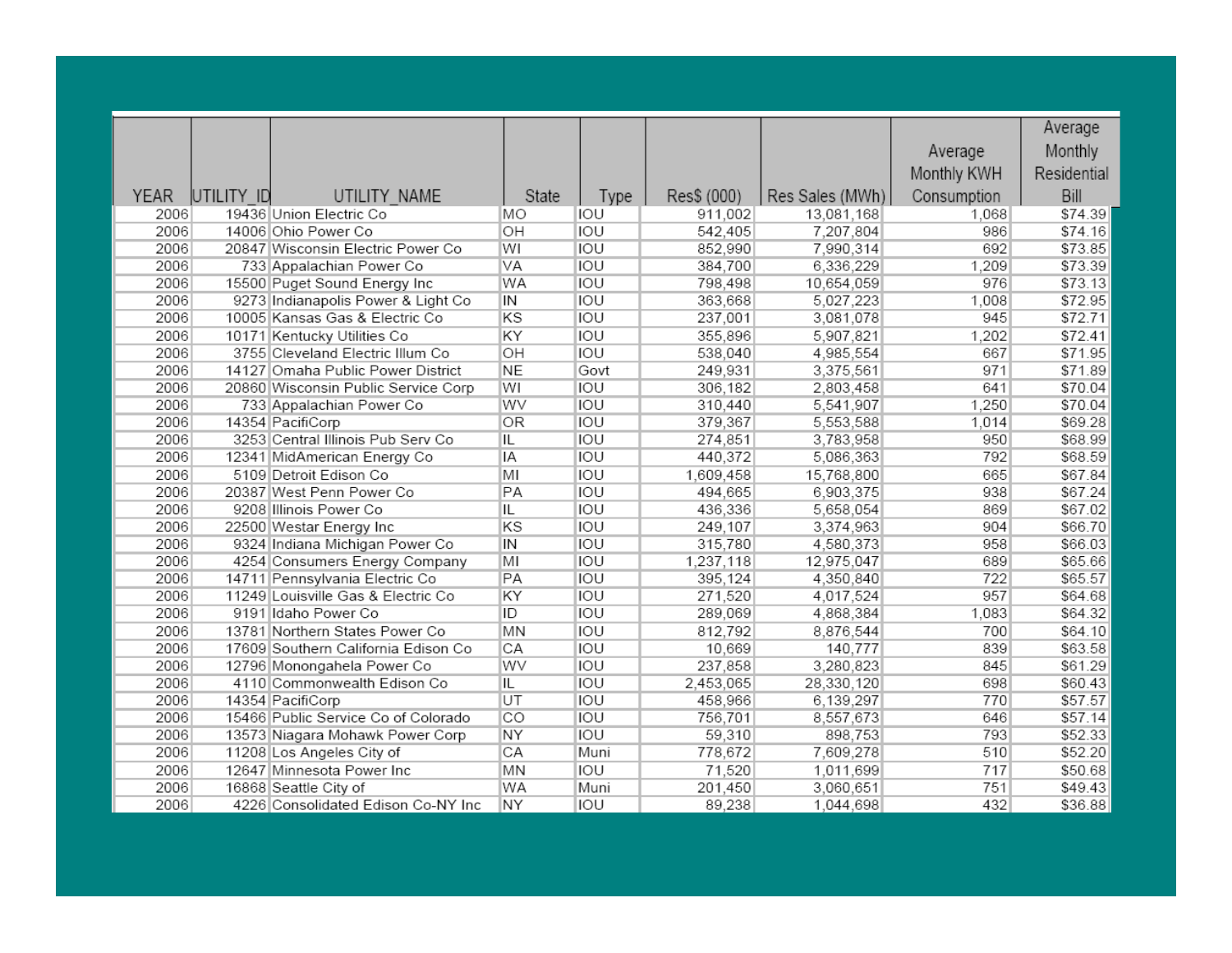| YEAR | UTILITY_ID | UTILITY_NAME | State | Type | Res$ (000) | Res Sales (MWh) | Average Monthly KWH Consumption | Average Monthly Residential Bill |
|---|---|---|---|---|---|---|---|---|
| 2006 | 19436 | Union Electric Co | MO | IOU | 911,002 | 13,081,168 | 1,068 | $74.39 |
| 2006 | 14006 | Ohio Power Co | OH | IOU | 542,405 | 7,207,804 | 986 | $74.16 |
| 2006 | 20847 | Wisconsin Electric Power Co | WI | IOU | 852,990 | 7,990,314 | 692 | $73.85 |
| 2006 | 733 | Appalachian Power Co | VA | IOU | 384,700 | 6,336,229 | 1,209 | $73.39 |
| 2006 | 15500 | Puget Sound Energy Inc | WA | IOU | 798,498 | 10,654,059 | 976 | $73.13 |
| 2006 | 9273 | Indianapolis Power & Light Co | IN | IOU | 363,668 | 5,027,223 | 1,008 | $72.95 |
| 2006 | 10005 | Kansas Gas & Electric Co | KS | IOU | 237,001 | 3,081,078 | 945 | $72.71 |
| 2006 | 10171 | Kentucky Utilities Co | KY | IOU | 355,896 | 5,907,821 | 1,202 | $72.41 |
| 2006 | 3755 | Cleveland Electric Illum Co | OH | IOU | 538,040 | 4,985,554 | 667 | $71.95 |
| 2006 | 14127 | Omaha Public Power District | NE | Govt | 249,931 | 3,375,561 | 971 | $71.89 |
| 2006 | 20860 | Wisconsin Public Service Corp | WI | IOU | 306,182 | 2,803,458 | 641 | $70.04 |
| 2006 | 733 | Appalachian Power Co | WV | IOU | 310,440 | 5,541,907 | 1,250 | $70.04 |
| 2006 | 14354 | PacifiCorp | OR | IOU | 379,367 | 5,553,588 | 1,014 | $69.28 |
| 2006 | 3253 | Central Illinois Pub Serv Co | IL | IOU | 274,851 | 3,783,958 | 950 | $68.99 |
| 2006 | 12341 | MidAmerican Energy Co | IA | IOU | 440,372 | 5,086,363 | 792 | $68.59 |
| 2006 | 5109 | Detroit Edison Co | MI | IOU | 1,609,458 | 15,768,800 | 665 | $67.84 |
| 2006 | 20387 | West Penn Power Co | PA | IOU | 494,665 | 6,903,375 | 938 | $67.24 |
| 2006 | 9208 | Illinois Power Co | IL | IOU | 436,336 | 5,658,054 | 869 | $67.02 |
| 2006 | 22500 | Westar Energy Inc | KS | IOU | 249,107 | 3,374,963 | 904 | $66.70 |
| 2006 | 9324 | Indiana Michigan Power Co | IN | IOU | 315,780 | 4,580,373 | 958 | $66.03 |
| 2006 | 4254 | Consumers Energy Company | MI | IOU | 1,237,118 | 12,975,047 | 689 | $65.66 |
| 2006 | 14711 | Pennsylvania Electric Co | PA | IOU | 395,124 | 4,350,840 | 722 | $65.57 |
| 2006 | 11249 | Louisville Gas & Electric Co | KY | IOU | 271,520 | 4,017,524 | 957 | $64.68 |
| 2006 | 9191 | Idaho Power Co | ID | IOU | 289,069 | 4,868,384 | 1,083 | $64.32 |
| 2006 | 13781 | Northern States Power Co | MN | IOU | 812,792 | 8,876,544 | 700 | $64.10 |
| 2006 | 17609 | Southern California Edison Co | CA | IOU | 10,669 | 140,777 | 839 | $63.58 |
| 2006 | 12796 | Monongahela Power Co | WV | IOU | 237,858 | 3,280,823 | 845 | $61.29 |
| 2006 | 4110 | Commonwealth Edison Co | IL | IOU | 2,453,065 | 28,330,120 | 698 | $60.43 |
| 2006 | 14354 | PacifiCorp | UT | IOU | 458,966 | 6,139,297 | 770 | $57.57 |
| 2006 | 15466 | Public Service Co of Colorado | CO | IOU | 756,701 | 8,557,673 | 646 | $57.14 |
| 2006 | 13573 | Niagara Mohawk Power Corp | NY | IOU | 59,310 | 898,753 | 793 | $52.33 |
| 2006 | 11208 | Los Angeles City of | CA | Muni | 778,672 | 7,609,278 | 510 | $52.20 |
| 2006 | 12647 | Minnesota Power Inc | MN | IOU | 71,520 | 1,011,699 | 717 | $50.68 |
| 2006 | 16868 | Seattle City of | WA | Muni | 201,450 | 3,060,651 | 751 | $49.43 |
| 2006 | 4226 | Consolidated Edison Co-NY Inc | NY | IOU | 89,238 | 1,044,698 | 432 | $36.88 |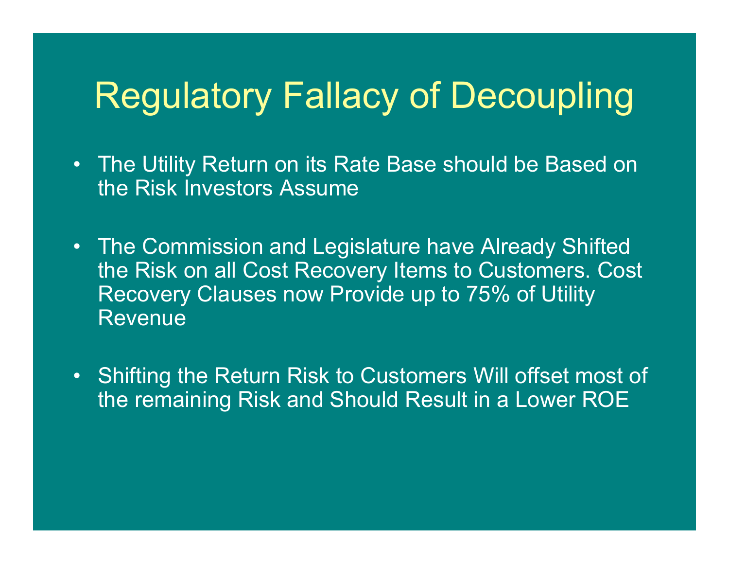# Regulatory Fallacy of Decoupling

- The Utility Return on its Rate Base should be Based on the Risk Investors Assume
- The Commission and Legislature have Already Shifted the Risk on all Cost Recovery Items to Customers. Cost Recovery Clauses now Provide up to 75% of Utility Revenue
- Shifting the Return Risk to Customers Will offset most of the remaining Risk and Should Result in a Lower ROE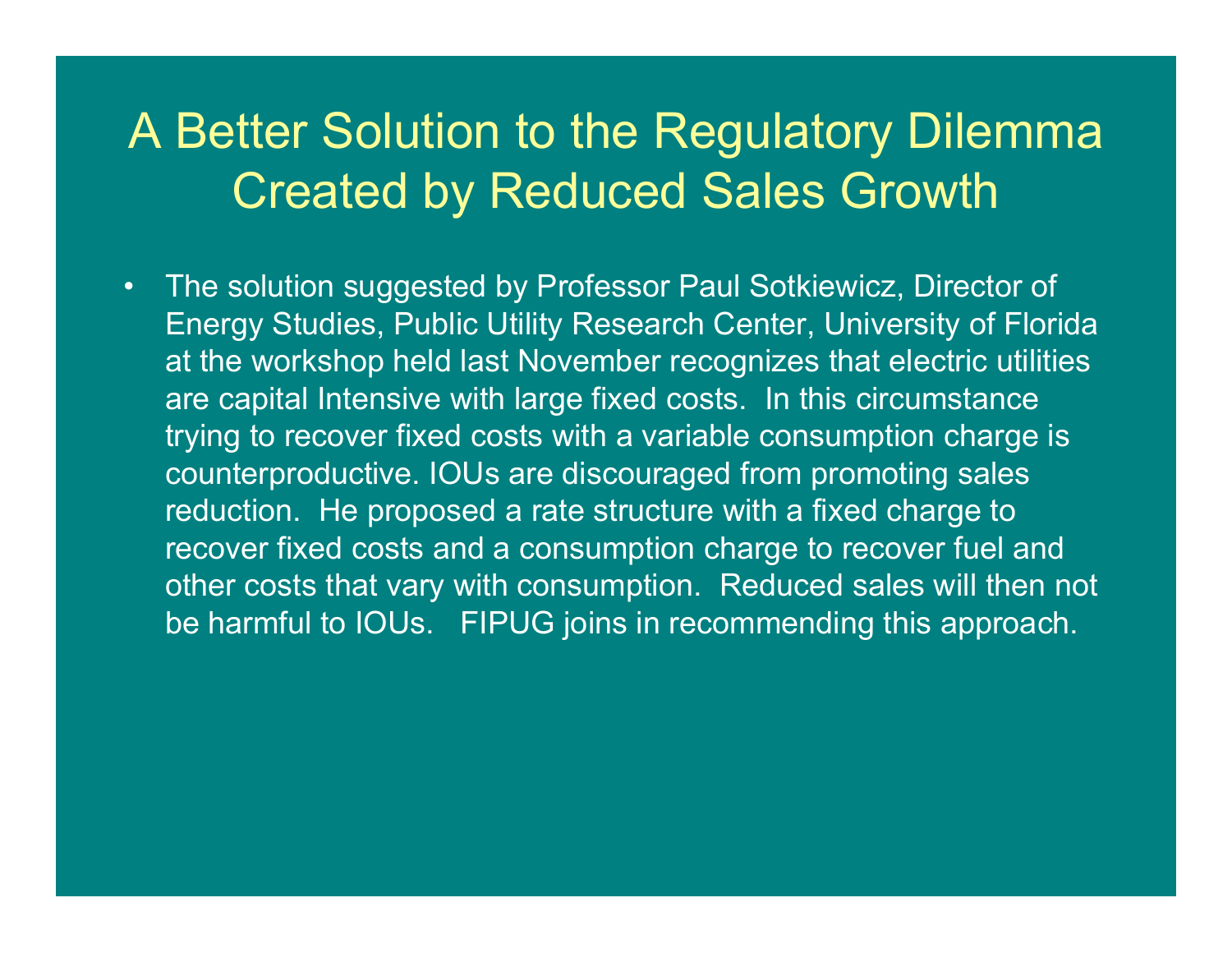# A Better Solution to the Regulatory Dilemma Created by Reduced Sales Growth

- The solution suggested by Professor Paul Sotkiewicz, Director of Energy Studies, Public Utility Research Center, University of Florida at the workshop held last November recognizes that electric utilities are capital Intensive with large fixed costs. In this circumstance trying to recover fixed costs with a variable consumption charge is counterproductive. IOUs are discouraged from promoting sales reduction. He proposed a rate structure with a fixed charge to recover fixed costs and a consumption charge to recover fuel and other costs that vary with consumption. Reduced sales will then not be harmful to IOUs. FIPUG joins in recommending this approach.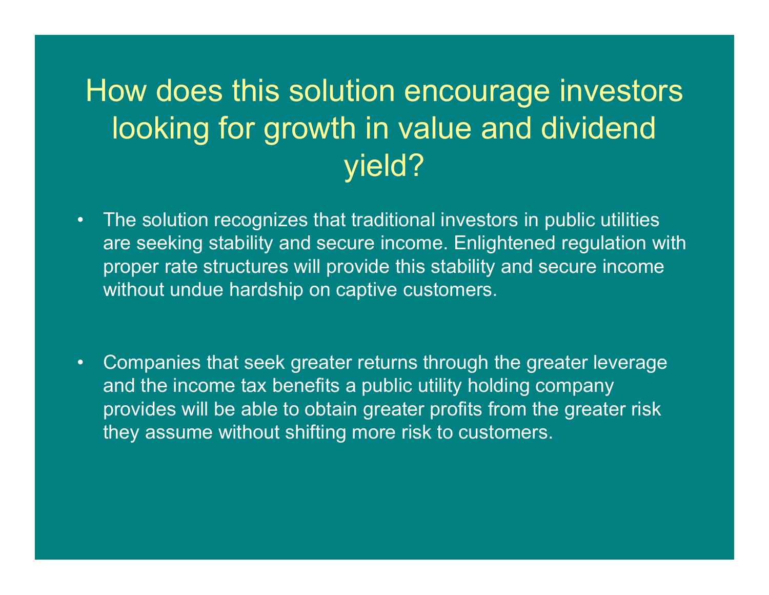# How does this solution encourage investors looking for growth in value and dividend yield?

- The solution recognizes that traditional investors in public utilities are seeking stability and secure income. Enlightened regulation with proper rate structures will provide this stability and secure income without undue hardship on captive customers.

- Companies that seek greater returns through the greater leverage and the income tax benefits a public utility holding company provides will be able to obtain greater profits from the greater risk they assume without shifting more risk to customers.